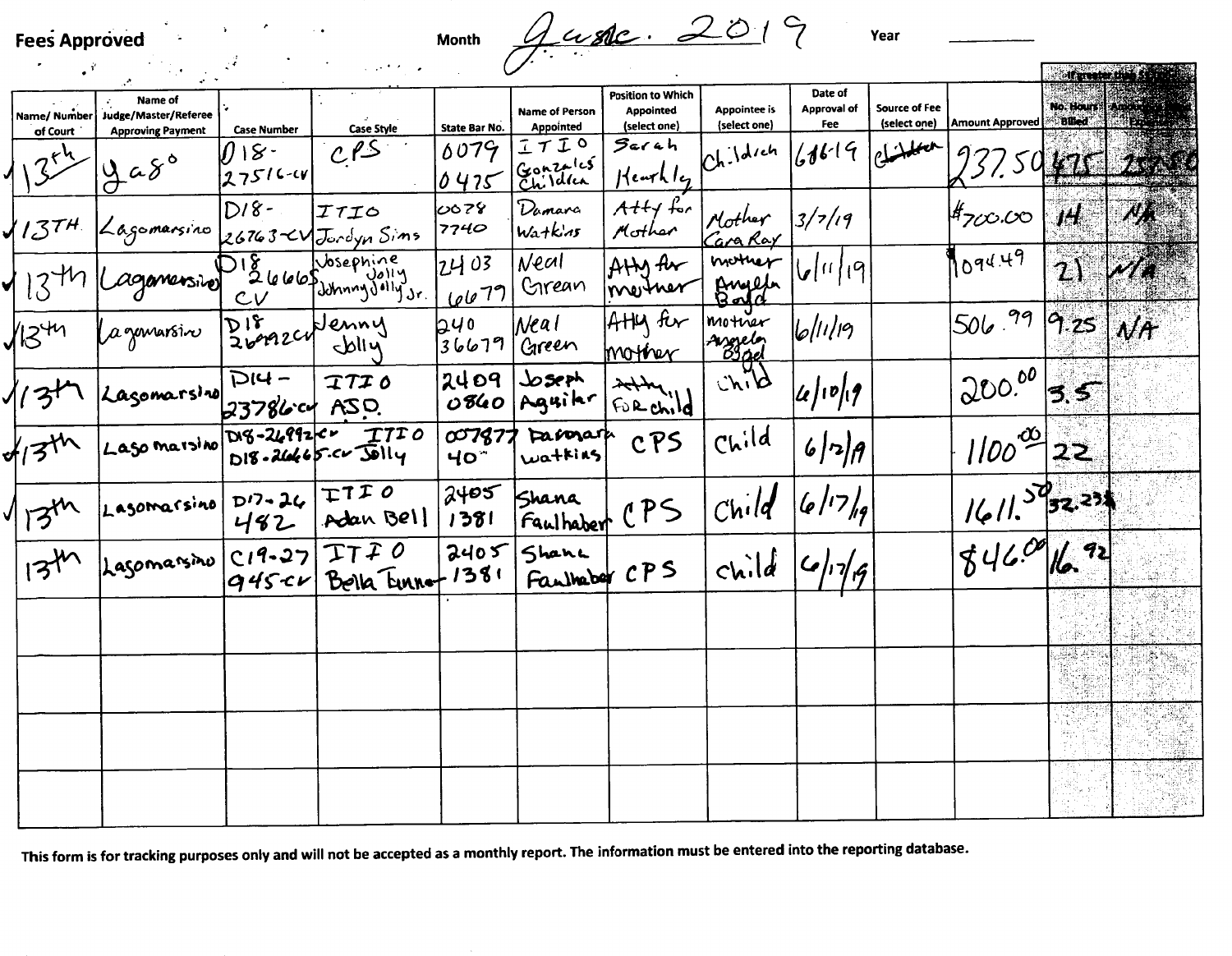**Fees Approved**

Month: June. 2019 Year: ________

| Name/ Number of Court | Name of Judge/Master/Referee Approving Payment | Case Number | Case Style | State Bar No. | Name of Person Appointed | Position to Which Appointed (select one) | Appointee is (select one) | Date of Approval of Fee | Source of Fee (select one) | Amount Approved | If greater than $... No. Hours Billed | Amount ... |
|---|---|---|---|---|---|---|---|---|---|---|---|---|
| ✓ 13th | Yago | D18-27516-cv | CPS | 0079 0475 | ITIO Gonzales Children | Sarah Hearkley | Children | 6/6/19 | ~~Children~~ | 237.50 | 4.75 | 237.50 |
| ✓ 13TH | Lagomarsino | D18-26763-CV | ITIO Jordyn Sims | 0078 7740 | Damara Watkins | Atty for Mother | Mother Cara Ray | 3/7/19 | | $700.00 | 14 | NA |
| ✓ 13th | Lagomarsino | D18 26665 CV | Josephine Jolly Johnny Jolly Jr. | 2403 6679 | Neal Grean | Atty for mother | mother Angela Boyd | 6/11/19 | | 1094.49 | 21 | N/A |
| ✓ 13th | Lagomarsino | D18 26992CV | Jenny Jolly | 240 36679 | Neal Green | Atty for mother | mother Angela Boyd | 6/11/19 | | 506.99 | 9.25 | NA |
| ✓ 13th | Lagomarsino | D14-23786-cv | ITIO ASD. | 2409 0860 | Joseph Aguilar | ~~Atty~~ For child | child | 6/10/19 | | 200.00 | 3.5 | |
| ✓ 13th | Lagomarsino | D18-26992cv D18-26665-cv | ITIO Jolly | 007877 40 | Damara watkins | CPS | Child | 6/12/19 | | 1100.00 | 22 | |
| ✓ 13th | Lagomarsino | D17-26482 | ITIO Adan Bell | 2405 1381 | Shana Faulhaber | CPS | Child | 6/17/19 | | 1611.50 | 32.23 | |
| 13th | Lagomarsino | C19-27945-cv | ITIO Bella Tanner | 2405 1381 | Shana Faulhaber | CPS | child | 6/17/19 | | 846.00 | 16.92 | |
| | | | | | | | | | | | | |
| | | | | | | | | | | | | |
| | | | | | | | | | | | | |
| | | | | | | | | | | | | |

This form is for tracking purposes only and will not be accepted as a monthly report. The information must be entered into the reporting database.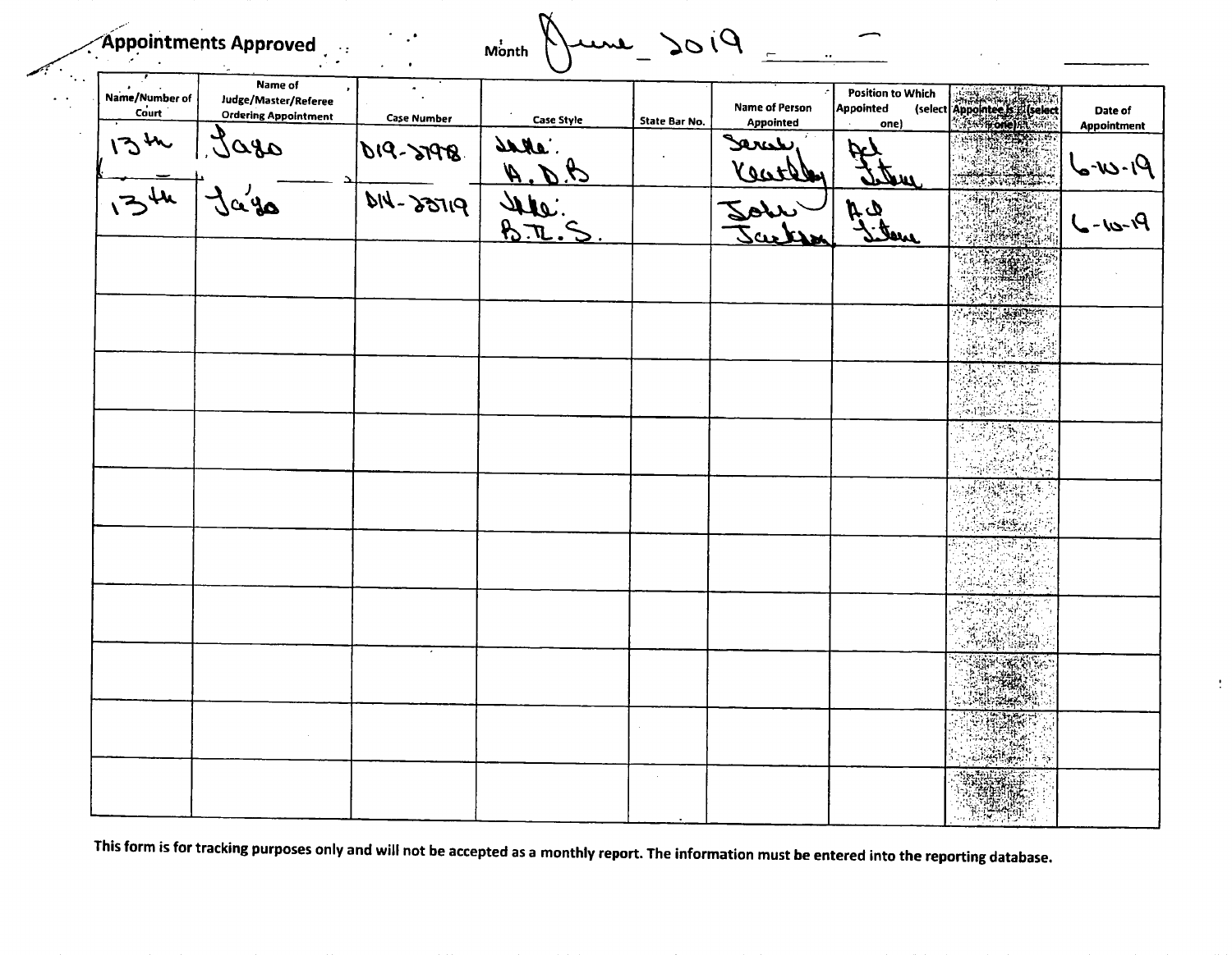## Appointments Approved

Month June 2019

| Name/Number of Court | Name of Judge/Master/Referee Ordering Appointment | Case Number | Case Style | State Bar No. | Name of Person Appointed | Position to Which Appointed (select one) | Appointee is (select one) | Date of Appointment |
|---|---|---|---|---|---|---|---|---|
| 13th | Jago | D19-2798 | State: A.D.B | | Sarah Keatley | Ad Litem | | 6-10-19 |
| 13th | Jago | D14-23719 | State: B.T.S. | | John Jackson | Ad Litem | | 6-10-19 |
| | | | | | | | | |
| | | | | | | | | |
| | | | | | | | | |
| | | | | | | | | |
| | | | | | | | | |
| | | | | | | | | |
| | | | | | | | | |
| | | | | | | | | |
| | | | | | | | | |
| | | | | | | | | |

**This form is for tracking purposes only and will not be accepted as a monthly report. The information must be entered into the reporting database.**